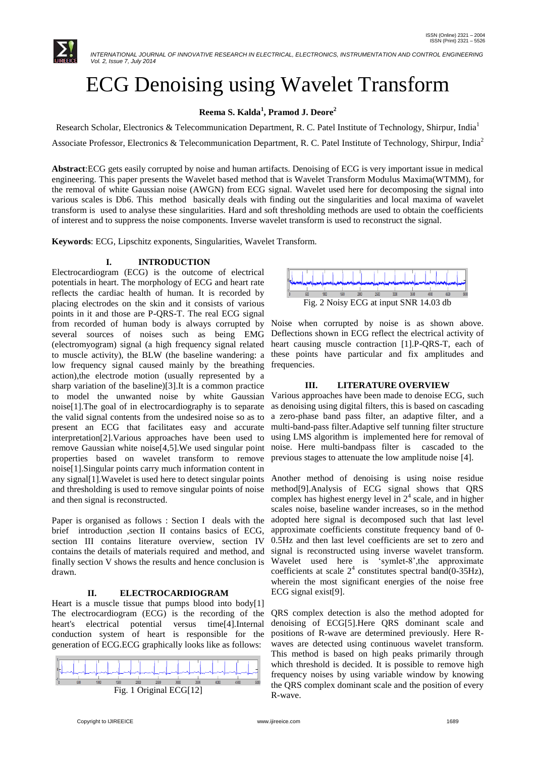# ECG Denoising using Wavelet Transform

**Reema S. Kalda[1], Pramod J. Deore[2]**

Research Scholar, Electronics & Telecommunication Department, R. C. Patel Institute of Technology, Shirpur, India[1]

Associate Professor, Electronics & Telecommunication Department, R. C. Patel Institute of Technology, Shirpur, India[2]

**Abstract**:ECG gets easily corrupted by noise and human artifacts. Denoising of ECG is very important issue in medical engineering. This paper presents the Wavelet based method that is Wavelet Transform Modulus Maxima(WTMM), for the removal of white Gaussian noise (AWGN) from ECG signal. Wavelet used here for decomposing the signal into various scales is Db6. This method basically deals with finding out the singularities and local maxima of wavelet transform is used to analyse these singularities. Hard and soft thresholding methods are used to obtain the coefficients of interest and to suppress the noise components. Inverse wavelet transform is used to reconstruct the signal.

**Keywords**: ECG, Lipschitz exponents, Singularities, Wavelet Transform.

## I. INTRODUCTION

Electrocardiogram (ECG) is the outcome of electrical potentials in heart. The morphology of ECG and heart rate reflects the cardiac health of human. It is recorded by placing electrodes on the skin and it consists of various points in it and those are P-QRS-T. The real ECG signal from recorded of human body is always corrupted by several sources of noises such as being EMG (electromyogram) signal (a high frequency signal related to muscle activity), the BLW (the baseline wandering: a low frequency signal caused mainly by the breathing action),the electrode motion (usually represented by a sharp variation of the baseline)[3].It is a common practice to model the unwanted noise by white Gaussian noise[1].The goal of in electrocardiography is to separate the valid signal contents from the undesired noise so as to present an ECG that facilitates easy and accurate interpretation[2].Various approaches have been used to remove Gaussian white noise[4,5].We used singular point properties based on wavelet transform to remove noise[1].Singular points carry much information content in any signal[1].Wavelet is used here to detect singular points and thresholding is used to remove singular points of noise and then signal is reconstructed.

Paper is organised as follows : Section I deals with the brief introduction ,section II contains basics of ECG, section III contains literature overview, section IV contains the details of materials required and method, and finally section V shows the results and hence conclusion is drawn.

## II. ELECTROCARDIOGRAM

Heart is a muscle tissue that pumps blood into body[1] The electrocardiogram (ECG) is the recording of the heart's electrical potential versus time[4].Internal conduction system of heart is responsible for the generation of ECG.ECG graphically looks like as follows:

Fig. 1 Original ECG[12]

Fig. 2 Noisy ECG at input SNR 14.03 db

Noise when corrupted by noise is as shown above. Deflections shown in ECG reflect the electrical activity of heart causing muscle contraction [1].P-QRS-T, each of these points have particular and fix amplitudes and frequencies.

## III. LITERATURE OVERVIEW

Various approaches have been made to denoise ECG, such as denoising using digital filters, this is based on cascading a zero-phase band pass filter, an adaptive filter, and a multi-band-pass filter.Adaptive self tunning filter structure using LMS algorithm is implemented here for removal of noise. Here multi-bandpass filter is cascaded to the previous stages to attenuate the low amplitude noise [4].

Another method of denoising is using noise residue method[9].Analysis of ECG signal shows that QRS complex has highest energy level in $2^4$ scale, and in higher scales noise, baseline wander increases, so in the method adopted here signal is decomposed such that last level approximate coefficients constitute frequency band of 0-0.5Hz and then last level coefficients are set to zero and signal is reconstructed using inverse wavelet transform. Wavelet used here is 'symlet-8',the approximate coefficients at scale $2^4$ constitutes spectral band(0-35Hz), wherein the most significant energies of the noise free ECG signal exist[9].

QRS complex detection is also the method adopted for denoising of ECG[5].Here QRS dominant scale and positions of R-wave are determined previously. Here R-waves are detected using continuous wavelet transform. This method is based on high peaks primarily through which threshold is decided. It is possible to remove high frequency noises by using variable window by knowing the QRS complex dominant scale and the position of every R-wave.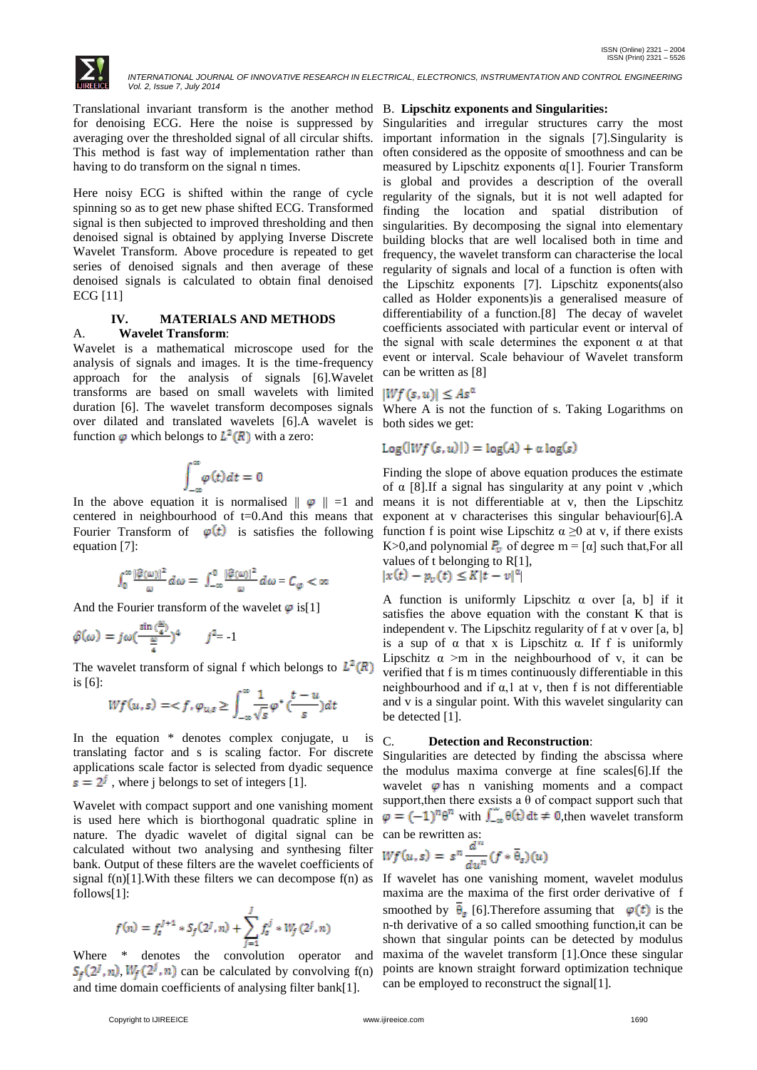Translational invariant transform is the another method for denoising ECG. Here the noise is suppressed by averaging over the thresholded signal of all circular shifts. This method is fast way of implementation rather than having to do transform on the signal n times.

Here noisy ECG is shifted within the range of cycle spinning so as to get new phase shifted ECG. Transformed signal is then subjected to improved thresholding and then denoised signal is obtained by applying Inverse Discrete Wavelet Transform. Above procedure is repeated to get series of denoised signals and then average of these denoised signals is calculated to obtain final denoised ECG [11]

## IV. MATERIALS AND METHODS

### A. Wavelet Transform:

Wavelet is a mathematical microscope used for the analysis of signals and images. It is the time-frequency approach for the analysis of signals [6].Wavelet transforms are based on small wavelets with limited duration [6]. The wavelet transform decomposes signals over dilated and translated wavelets [6].A wavelet is function $\varphi$ which belongs to $L^2(R)$ with a zero:

$$\int_{-\infty}^{\infty} \varphi(t)dt = 0$$

In the above equation it is normalised $\| \varphi \| = 1$ and centered in neighbourhood of t=0.And this means that Fourier Transform of $\varphi(t)$ is satisfies the following equation [7]:

$$\int_0^{\infty} \frac{|\hat{\varphi}(\omega)|^2}{\omega} d\omega = \int_{-\infty}^{0} \frac{|\hat{\varphi}(\omega)|^2}{\omega} d\omega = C_{\varphi} < \infty$$

And the Fourier transform of the wavelet $\varphi$ is[1]

$$\hat{\varphi}(\omega) = j\omega \left(\frac{\sin\left(\frac{\omega}{4}\right)}{\frac{\omega}{4}}\right)^4 \qquad j^2 = -1$$

The wavelet transform of signal f which belongs to $L^2(R)$ is [6]:

$$Wf(u,s) = \langle f, \varphi_{us} \rangle = \int_{-\infty}^{\infty} \frac{1}{\sqrt{s}} \varphi^* \left(\frac{t-u}{s}\right) dt$$

In the equation * denotes complex conjugate, u is translating factor and s is scaling factor. For discrete applications scale factor is selected from dyadic sequence $s = 2^j$ , where j belongs to set of integers [1].

Wavelet with compact support and one vanishing moment is used here which is biorthogonal quadratic spline in nature. The dyadic wavelet of digital signal can be calculated without two analysing and synthesing filter bank. Output of these filters are the wavelet coefficients of signal f(n)[1].With these filters we can decompose f(n) as follows[1]:

$$f(n) = f_s^{J+1} * S_f(2^J, n) + \sum_{j=1}^{J} f_s^j * W_f(2^j, n)$$

Where * denotes the convolution operator and $S_f(2^J, n)$, $W_f(2^j, n)$ can be calculated by convolving f(n) and time domain coefficients of analysing filter bank[1].

### B. Lipschitz exponents and Singularities:

Singularities and irregular structures carry the most important information in the signals [7].Singularity is often considered as the opposite of smoothness and can be measured by Lipschitz exponents $\alpha$[1]. Fourier Transform is global and provides a description of the overall regularity of the signals, but it is not well adapted for finding the location and spatial distribution of singularities. By decomposing the signal into elementary building blocks that are well localised both in time and frequency, the wavelet transform can characterise the local regularity of signals and local of a function is often with the Lipschitz exponents [7]. Lipschitz exponents(also called as Holder exponents)is a generalised measure of differentiability of a function.[8] The decay of wavelet coefficients associated with particular event or interval of the signal with scale determines the exponent $\alpha$ at that event or interval. Scale behaviour of Wavelet transform can be written as [8]

$$|Wf(s,u)| \leq As^{\alpha}$$

Where A is not the function of s. Taking Logarithms on both sides we get:

$$\mathrm{Log}(|Wf(s,u)|) = \log(A) + \alpha \log(s)$$

Finding the slope of above equation produces the estimate of $\alpha$ [8].If a signal has singularity at any point v ,which means it is not differentiable at v, then the Lipschitz exponent at v characterises this singular behaviour[6].A function f is point wise Lipschitz $\alpha \geq 0$ at v, if there exists K>0,and polynomial $P_v$ of degree m = [$\alpha$] such that,For all values of t belonging to R[1],

$$|x(t) - p_v(t) \leq K|t - v|^{\alpha}|$$

A function is uniformly Lipschitz $\alpha$ over [a, b] if it satisfies the above equation with the constant K that is independent v. The Lipschitz regularity of f at v over [a, b] is a sup of $\alpha$ that x is Lipschitz $\alpha$. If f is uniformly Lipschitz $\alpha$ >m in the neighbourhood of v, it can be verified that f is m times continuously differentiable in this neighbourhood and if $\alpha$,1 at v, then f is not differentiable and v is a singular point. With this wavelet singularity can be detected [1].

### C. Detection and Reconstruction:

Singularities are detected by finding the abscissa where the modulus maxima converge at fine scales[6].If the wavelet $\varphi$ has n vanishing moments and a compact support,then there exsists a $\theta$ of compact support such that $\varphi = (-1)^n \theta^n$ with $\int_{-\infty}^{\infty} \theta(t)\,dt \neq 0$,then wavelet transform can be rewritten as:

$$Wf(u,s) = s^n \frac{d^n}{du^n}(f * \bar{\theta}_s)(u)$$

If wavelet has one vanishing moment, wavelet modulus maxima are the maxima of the first order derivative of f smoothed by $\bar{\theta}_s$ [6].Therefore assuming that $\varphi(t)$ is the n-th derivative of a so called smoothing function,it can be shown that singular points can be detected by modulus maxima of the wavelet transform [1].Once these singular points are known straight forward optimization technique can be employed to reconstruct the signal[1].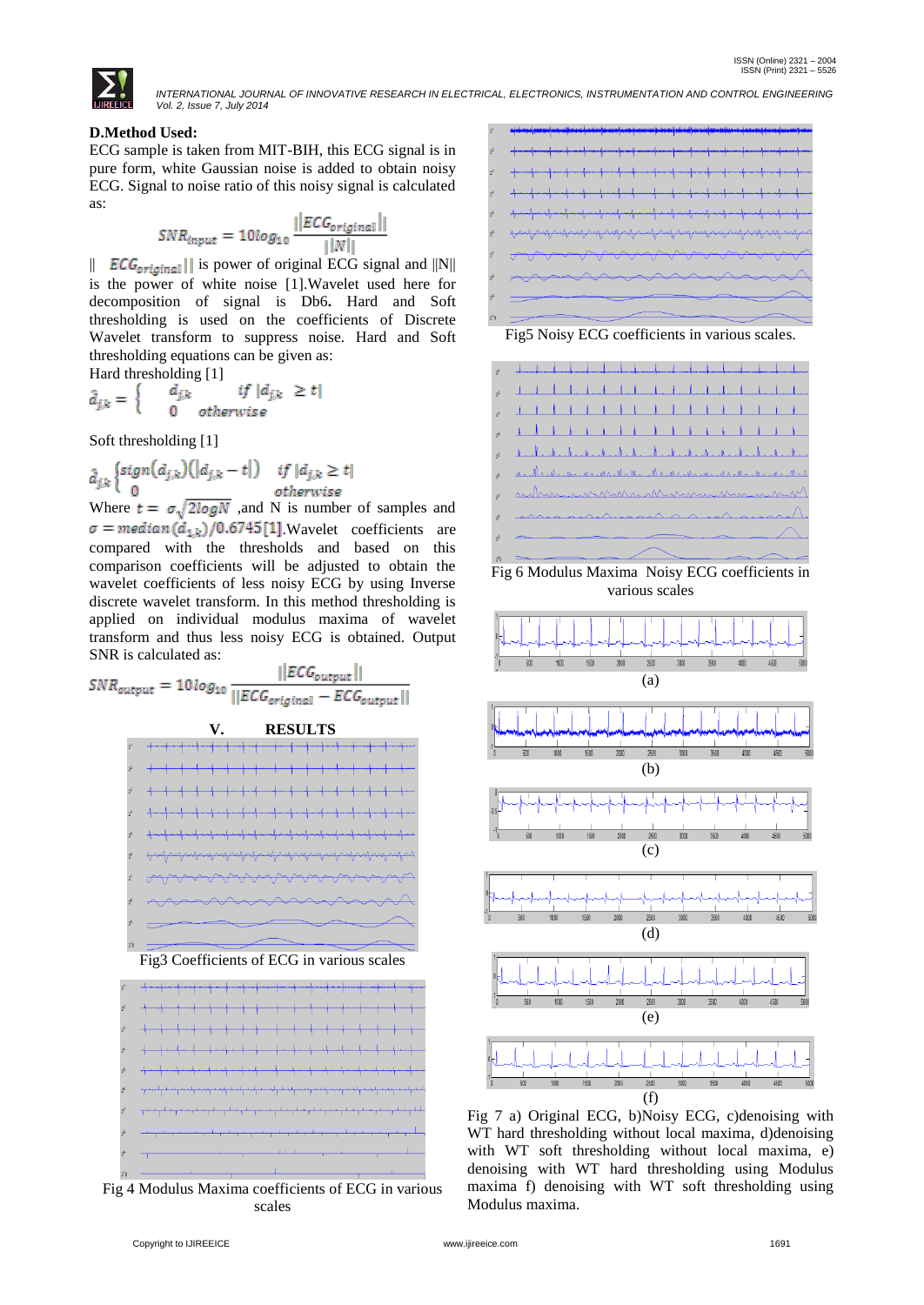### D.Method Used:

ECG sample is taken from MIT-BIH, this ECG signal is in pure form, white Gaussian noise is added to obtain noisy ECG. Signal to noise ratio of this noisy signal is calculated as:

$$SNR_{input} = 10log_{10}\frac{||ECG_{original}||}{||N||}$$

$||ECG_{original}||$ is power of original ECG signal and ||N|| is the power of white noise [1].Wavelet used here for decomposition of signal is Db6**.** Hard and Soft thresholding is used on the coefficients of Discrete Wavelet transform to suppress noise. Hard and Soft thresholding equations can be given as:

Hard thresholding [1]

$$\hat{d}_{jk} = \begin{cases} d_{jk} & if\ |d_{jk}| \geq t \\ 0 & otherwise \end{cases}$$

Soft thresholding [1]

$$\hat{d}_{jk} \begin{cases} sign(d_{jk})(|d_{jk} - t|) & if\ |d_{jk}| \geq t \\ 0 & otherwise \end{cases}$$

Where $t = \sigma\sqrt{2logN}$ ,and N is number of samples and $\sigma = median(d_{1,k})/0.6745$[1].Wavelet coefficients are compared with the thresholds and based on this comparison coefficients will be adjusted to obtain the wavelet coefficients of less noisy ECG by using Inverse discrete wavelet transform. In this method thresholding is applied on individual modulus maxima of wavelet transform and thus less noisy ECG is obtained. Output SNR is calculated as:

$$SNR_{output} = 10log_{10}\frac{||ECG_{output}||}{||ECG_{original} - ECG_{output}||}$$

## V. RESULTS

Fig3 Coefficients of ECG in various scales

Fig 4 Modulus Maxima coefficients of ECG in various scales

Fig5 Noisy ECG coefficients in various scales.

Fig 6 Modulus Maxima Noisy ECG coefficients in various scales

(a)

(b)

(c)

(d)

(e)

(f)

Fig 7 a) Original ECG, b)Noisy ECG, c)denoising with WT hard thresholding without local maxima, d)denoising with WT soft thresholding without local maxima, e) denoising with WT hard thresholding using Modulus maxima f) denoising with WT soft thresholding using Modulus maxima.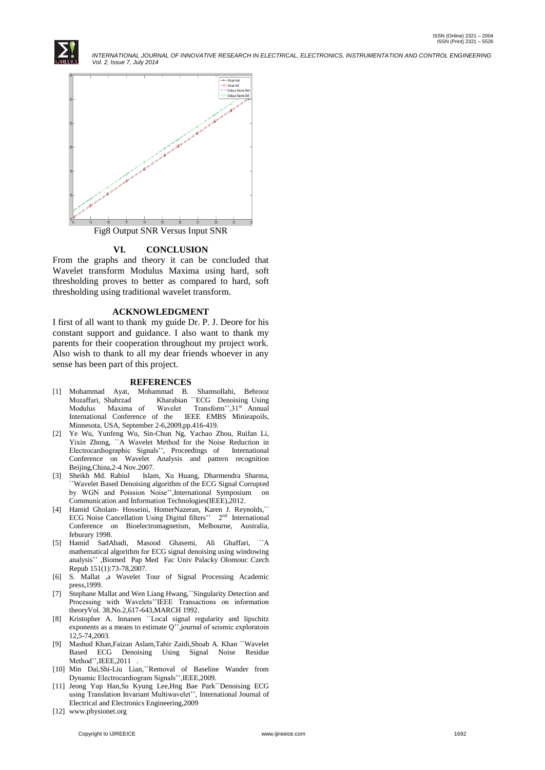Simple Hard
Simple Soft
Modulus Maxima Hard
Modulus Maxima Soft

26
24
22
20
18
16
14

14 15 16 17 18 19 20 21 22 23 24

Fig8 Output SNR Versus Input SNR

## VI. CONCLUSION

From the graphs and theory it can be concluded that Wavelet transform Modulus Maxima using hard, soft thresholding proves to better as compared to hard, soft thresholding using traditional wavelet transform.

## ACKNOWLEDGMENT

I first of all want to thank my guide Dr. P. J. Deore for his constant support and guidance. I also want to thank my parents for their cooperation throughout my project work. Also wish to thank to all my dear friends whoever in any sense has been part of this project.

## REFERENCES

[1] Mohammad Ayat, Mohammad B. Shamsollahi, Behrooz Mozaffari, Shahrzad Kharabian ``ECG Denoising Using Modulus Maxima of Wavelet Transform'',31st Annual International Conference of the IEEE EMBS Minieapoils, Minnesota, USA, September 2-6,2009,pp.416-419.

[2] Ye Wu, Yunfeng Wu, Sin-Chun Ng, Yachao Zhou, Ruifan Li, Yixin Zhong, ``A Wavelet Method for the Noise Reduction in Electrocardiographic Signals'', Proceedings of International Conference on Wavelet Analysis and pattern recognition Beijing,China,2-4 Nov.2007.

[3] Sheikh Md. Rabiul Islam, Xu Huang, Dharmendra Sharma, ``Wavelet Based Denoising algorithm of the ECG Signal Corrupted by WGN and Poission Noise'',International Symposium on Communication and Information Technologies(IEEE),2012.

[4] Hamid Gholam- Hosseini, HomerNazeran, Karen J. Reynolds,`` ECG Noise Cancellation Using Digital filters'' 2nd International Conference on Bioelectromagnetism, Melbourne, Australia, feburary 1998.

[5] Hamid SadAbadi, Masood Ghasemi, Ali Ghaffari, ``A mathematical algorithm for ECG signal denoising using windowing analysis'' ,Biomed Pap Med Fac Univ Palacky Olomouc Czech Repub 151(1):73-78,2007.

[6] S. Mallat ,a Wavelet Tour of Signal Processing Academic press,1999.

[7] Stephane Mallat and Wen Liang Hwang,``Singularity Detection and Processing with Wavelets''IEEE Transactions on information theoryVol. 38,No.2,617-643,MARCH 1992.

[8] Kristopher A. Innanen ``Local signal regularity and lipschitz exponents as a means to estimate Q'',journal of seismic exploratoin 12,5-74,2003.

[9] Mashud Khan,Faizan Aslam,Tahir Zaidi,Shoab A. Khan ``Wavelet Based ECG Denoising Using Signal Noise Residue Method'',IEEE,2011 .

[10] Min Dai,Shi-Liu Lian,``Removal of Baseline Wander from Dynamic Electrocardiogram Signals'',IEEE,2009.

[11] Jeong Yup Han,Su Kyung Lee,Hng Bae Park``Denoising ECG using Translation Invariant Multiwavelet'', International Journal of Electrical and Electronics Engineering,2009

[12] www.physionet.org